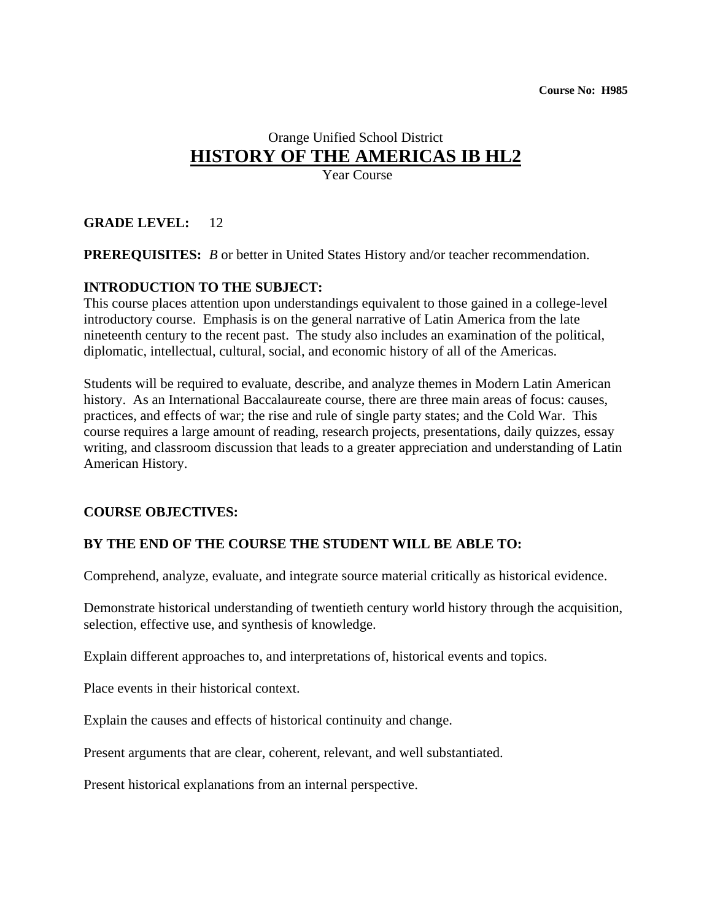**Course No: H985**

Orange Unified School District

# HISTORY OF THE AMERICAS IB HL2

Year Course

**GRADE LEVEL:** 12

**PREREQUISITES:** *B* or better in United States History and/or teacher recommendation.

**INTRODUCTION TO THE SUBJECT:**
This course places attention upon understandings equivalent to those gained in a college-level introductory course. Emphasis is on the general narrative of Latin America from the late nineteenth century to the recent past. The study also includes an examination of the political, diplomatic, intellectual, cultural, social, and economic history of all of the Americas.

Students will be required to evaluate, describe, and analyze themes in Modern Latin American history. As an International Baccalaureate course, there are three main areas of focus: causes, practices, and effects of war; the rise and rule of single party states; and the Cold War. This course requires a large amount of reading, research projects, presentations, daily quizzes, essay writing, and classroom discussion that leads to a greater appreciation and understanding of Latin American History.

**COURSE OBJECTIVES:**

**BY THE END OF THE COURSE THE STUDENT WILL BE ABLE TO:**

Comprehend, analyze, evaluate, and integrate source material critically as historical evidence.

Demonstrate historical understanding of twentieth century world history through the acquisition, selection, effective use, and synthesis of knowledge.

Explain different approaches to, and interpretations of, historical events and topics.

Place events in their historical context.

Explain the causes and effects of historical continuity and change.

Present arguments that are clear, coherent, relevant, and well substantiated.

Present historical explanations from an internal perspective.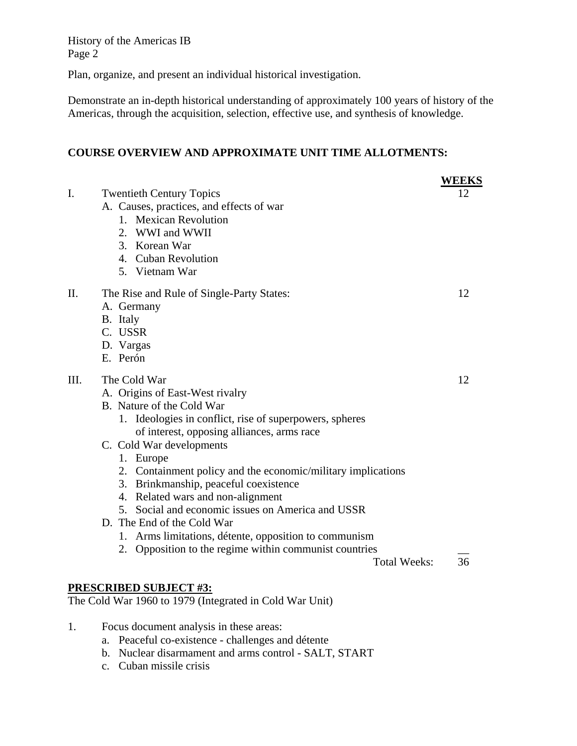Plan, organize, and present an individual historical investigation.

Demonstrate an in-depth historical understanding of approximately 100 years of history of the Americas, through the acquisition, selection, effective use, and synthesis of knowledge.

**COURSE OVERVIEW AND APPROXIMATE UNIT TIME ALLOTMENTS:**

| | | **WEEKS** |
|---|---|---|
| I. | Twentieth Century Topics | 12 |
| | A. Causes, practices, and effects of war | |
| | 1. Mexican Revolution | |
| | 2. WWI and WWII | |
| | 3. Korean War | |
| | 4. Cuban Revolution | |
| | 5. Vietnam War | |
| II. | The Rise and Rule of Single-Party States: | 12 |
| | A. Germany | |
| | B. Italy | |
| | C. USSR | |
| | D. Vargas | |
| | E. Perón | |
| III. | The Cold War | 12 |
| | A. Origins of East-West rivalry | |
| | B. Nature of the Cold War | |
| | 1. Ideologies in conflict, rise of superpowers, spheres of interest, opposing alliances, arms race | |
| | C. Cold War developments | |
| | 1. Europe | |
| | 2. Containment policy and the economic/military implications | |
| | 3. Brinkmanship, peaceful coexistence | |
| | 4. Related wars and non-alignment | |
| | 5. Social and economic issues on America and USSR | |
| | D. The End of the Cold War | |
| | 1. Arms limitations, détente, opposition to communism | |
| | 2. Opposition to the regime within communist countries | |
| | Total Weeks: | 36 |

**PRESCRIBED SUBJECT #3:**
The Cold War 1960 to 1979 (Integrated in Cold War Unit)

1. Focus document analysis in these areas:
   a. Peaceful co-existence - challenges and détente
   b. Nuclear disarmament and arms control - SALT, START
   c. Cuban missile crisis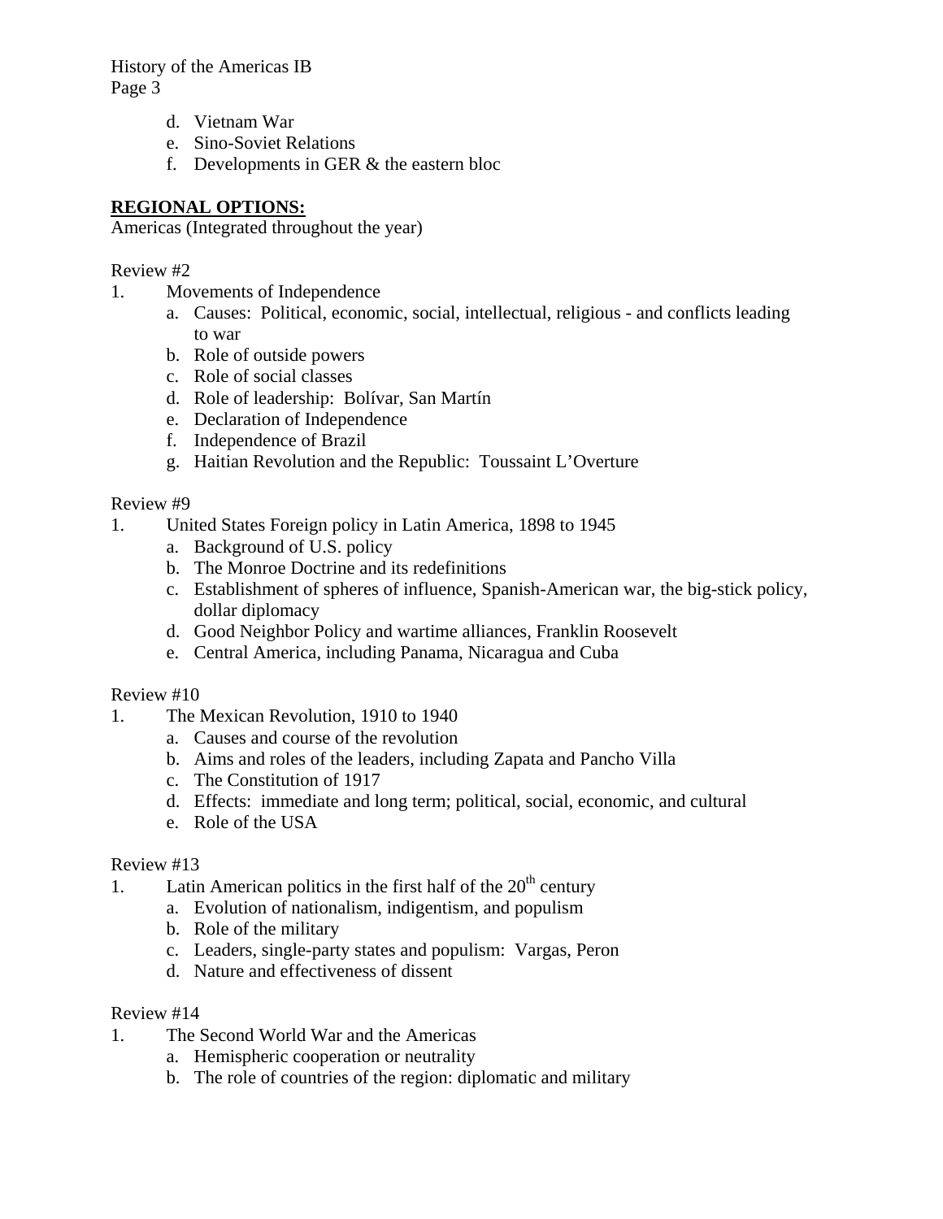d. Vietnam War
e. Sino-Soviet Relations
f. Developments in GER & the eastern bloc

**REGIONAL OPTIONS:**

Americas (Integrated throughout the year)

Review #2

1. Movements of Independence
   a. Causes: Political, economic, social, intellectual, religious - and conflicts leading to war
   b. Role of outside powers
   c. Role of social classes
   d. Role of leadership: Bolívar, San Martín
   e. Declaration of Independence
   f. Independence of Brazil
   g. Haitian Revolution and the Republic: Toussaint L'Overture

Review #9

1. United States Foreign policy in Latin America, 1898 to 1945
   a. Background of U.S. policy
   b. The Monroe Doctrine and its redefinitions
   c. Establishment of spheres of influence, Spanish-American war, the big-stick policy, dollar diplomacy
   d. Good Neighbor Policy and wartime alliances, Franklin Roosevelt
   e. Central America, including Panama, Nicaragua and Cuba

Review #10

1. The Mexican Revolution, 1910 to 1940
   a. Causes and course of the revolution
   b. Aims and roles of the leaders, including Zapata and Pancho Villa
   c. The Constitution of 1917
   d. Effects: immediate and long term; political, social, economic, and cultural
   e. Role of the USA

Review #13

1. Latin American politics in the first half of the 20th century
   a. Evolution of nationalism, indigentism, and populism
   b. Role of the military
   c. Leaders, single-party states and populism: Vargas, Peron
   d. Nature and effectiveness of dissent

Review #14

1. The Second World War and the Americas
   a. Hemispheric cooperation or neutrality
   b. The role of countries of the region: diplomatic and military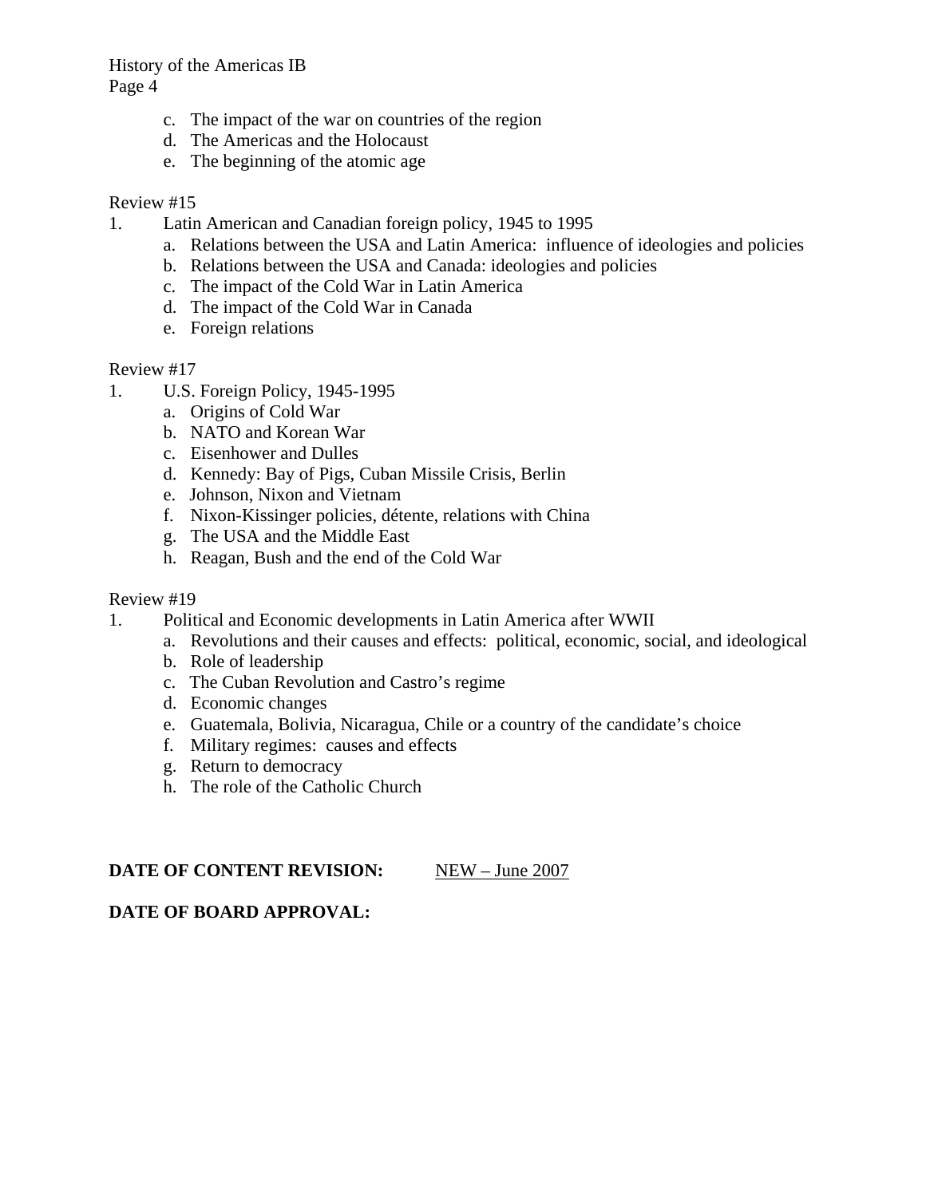c. The impact of the war on countries of the region
d. The Americas and the Holocaust
e. The beginning of the atomic age

Review #15

1. Latin American and Canadian foreign policy, 1945 to 1995
    a. Relations between the USA and Latin America: influence of ideologies and policies
    b. Relations between the USA and Canada: ideologies and policies
    c. The impact of the Cold War in Latin America
    d. The impact of the Cold War in Canada
    e. Foreign relations

Review #17

1. U.S. Foreign Policy, 1945-1995
    a. Origins of Cold War
    b. NATO and Korean War
    c. Eisenhower and Dulles
    d. Kennedy: Bay of Pigs, Cuban Missile Crisis, Berlin
    e. Johnson, Nixon and Vietnam
    f. Nixon-Kissinger policies, détente, relations with China
    g. The USA and the Middle East
    h. Reagan, Bush and the end of the Cold War

Review #19

1. Political and Economic developments in Latin America after WWII
    a. Revolutions and their causes and effects: political, economic, social, and ideological
    b. Role of leadership
    c. The Cuban Revolution and Castro's regime
    d. Economic changes
    e. Guatemala, Bolivia, Nicaragua, Chile or a country of the candidate's choice
    f. Military regimes: causes and effects
    g. Return to democracy
    h. The role of the Catholic Church

**DATE OF CONTENT REVISION:** NEW – June 2007

**DATE OF BOARD APPROVAL:**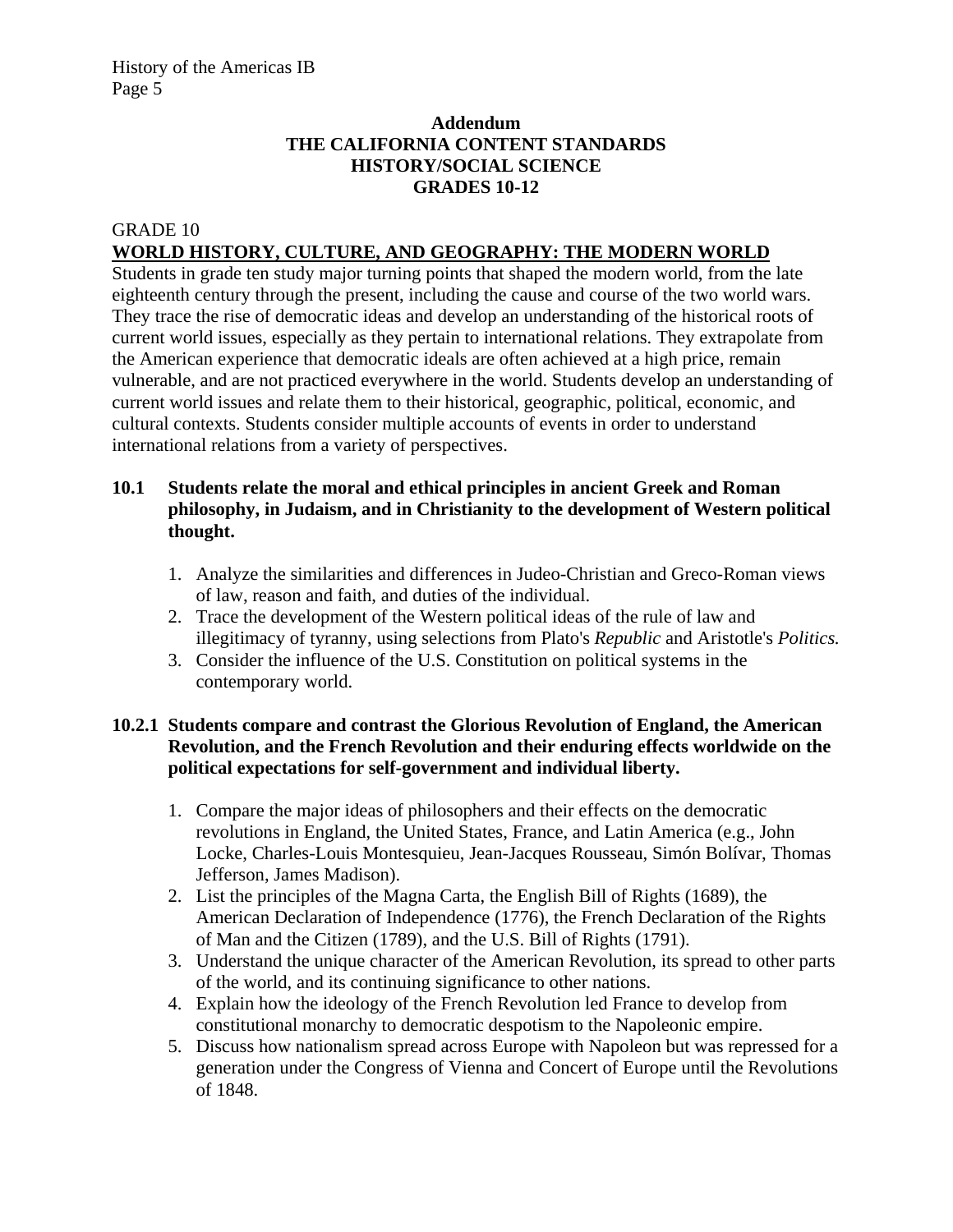## Addendum
## THE CALIFORNIA CONTENT STANDARDS
## HISTORY/SOCIAL SCIENCE
## GRADES 10-12

GRADE 10

### WORLD HISTORY, CULTURE, AND GEOGRAPHY: THE MODERN WORLD

Students in grade ten study major turning points that shaped the modern world, from the late eighteenth century through the present, including the cause and course of the two world wars. They trace the rise of democratic ideas and develop an understanding of the historical roots of current world issues, especially as they pertain to international relations. They extrapolate from the American experience that democratic ideals are often achieved at a high price, remain vulnerable, and are not practiced everywhere in the world. Students develop an understanding of current world issues and relate them to their historical, geographic, political, economic, and cultural contexts. Students consider multiple accounts of events in order to understand international relations from a variety of perspectives.

**10.1 Students relate the moral and ethical principles in ancient Greek and Roman philosophy, in Judaism, and in Christianity to the development of Western political thought.**

1. Analyze the similarities and differences in Judeo-Christian and Greco-Roman views of law, reason and faith, and duties of the individual.
2. Trace the development of the Western political ideas of the rule of law and illegitimacy of tyranny, using selections from Plato's *Republic* and Aristotle's *Politics.*
3. Consider the influence of the U.S. Constitution on political systems in the contemporary world.

**10.2.1 Students compare and contrast the Glorious Revolution of England, the American Revolution, and the French Revolution and their enduring effects worldwide on the political expectations for self-government and individual liberty.**

1. Compare the major ideas of philosophers and their effects on the democratic revolutions in England, the United States, France, and Latin America (e.g., John Locke, Charles-Louis Montesquieu, Jean-Jacques Rousseau, Simón Bolívar, Thomas Jefferson, James Madison).
2. List the principles of the Magna Carta, the English Bill of Rights (1689), the American Declaration of Independence (1776), the French Declaration of the Rights of Man and the Citizen (1789), and the U.S. Bill of Rights (1791).
3. Understand the unique character of the American Revolution, its spread to other parts of the world, and its continuing significance to other nations.
4. Explain how the ideology of the French Revolution led France to develop from constitutional monarchy to democratic despotism to the Napoleonic empire.
5. Discuss how nationalism spread across Europe with Napoleon but was repressed for a generation under the Congress of Vienna and Concert of Europe until the Revolutions of 1848.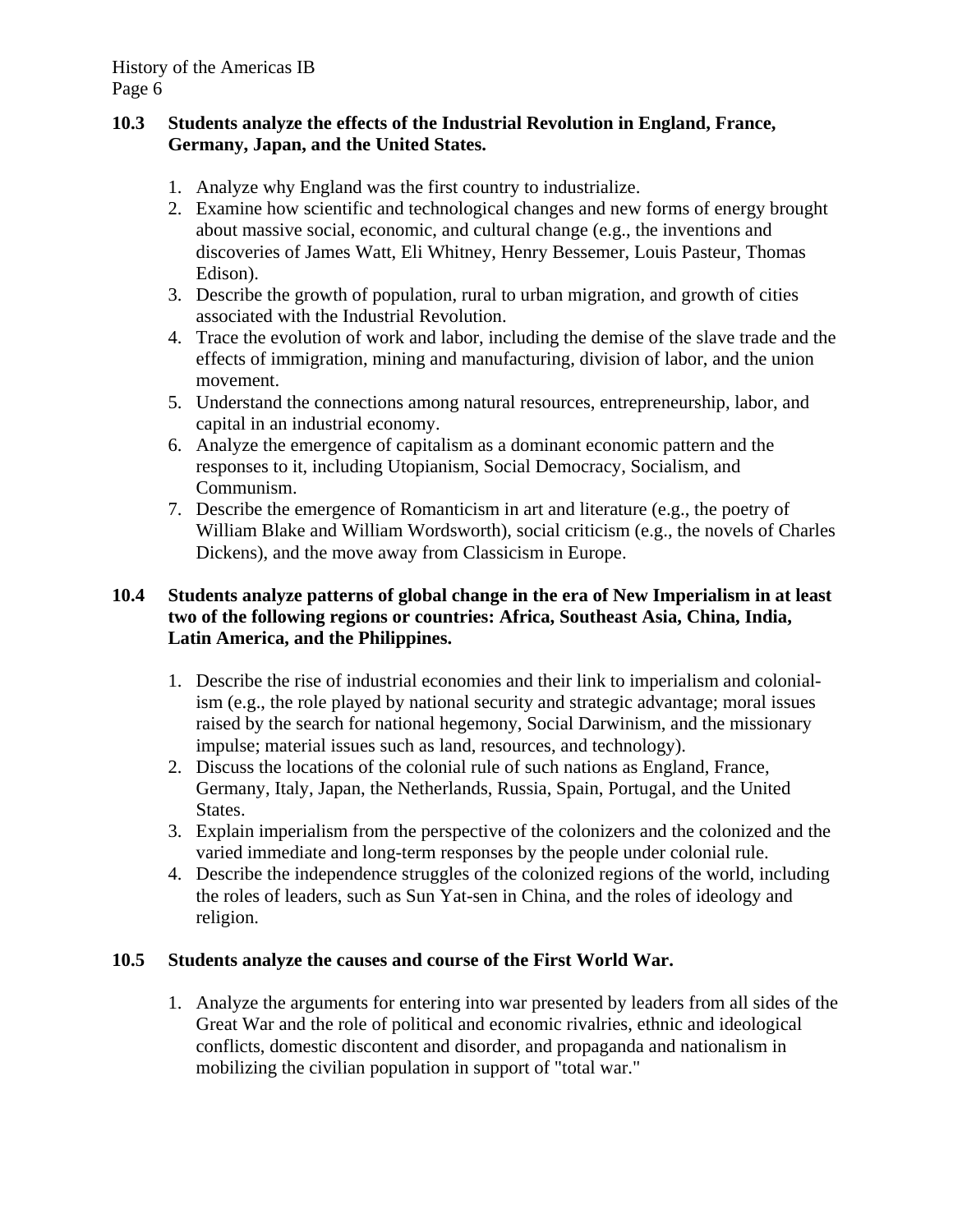**10.3 Students analyze the effects of the Industrial Revolution in England, France, Germany, Japan, and the United States.**

1. Analyze why England was the first country to industrialize.
2. Examine how scientific and technological changes and new forms of energy brought about massive social, economic, and cultural change (e.g., the inventions and discoveries of James Watt, Eli Whitney, Henry Bessemer, Louis Pasteur, Thomas Edison).
3. Describe the growth of population, rural to urban migration, and growth of cities associated with the Industrial Revolution.
4. Trace the evolution of work and labor, including the demise of the slave trade and the effects of immigration, mining and manufacturing, division of labor, and the union movement.
5. Understand the connections among natural resources, entrepreneurship, labor, and capital in an industrial economy.
6. Analyze the emergence of capitalism as a dominant economic pattern and the responses to it, including Utopianism, Social Democracy, Socialism, and Communism.
7. Describe the emergence of Romanticism in art and literature (e.g., the poetry of William Blake and William Wordsworth), social criticism (e.g., the novels of Charles Dickens), and the move away from Classicism in Europe.

**10.4 Students analyze patterns of global change in the era of New Imperialism in at least two of the following regions or countries: Africa, Southeast Asia, China, India, Latin America, and the Philippines.**

1. Describe the rise of industrial economies and their link to imperialism and colonialism (e.g., the role played by national security and strategic advantage; moral issues raised by the search for national hegemony, Social Darwinism, and the missionary impulse; material issues such as land, resources, and technology).
2. Discuss the locations of the colonial rule of such nations as England, France, Germany, Italy, Japan, the Netherlands, Russia, Spain, Portugal, and the United States.
3. Explain imperialism from the perspective of the colonizers and the colonized and the varied immediate and long-term responses by the people under colonial rule.
4. Describe the independence struggles of the colonized regions of the world, including the roles of leaders, such as Sun Yat-sen in China, and the roles of ideology and religion.

**10.5 Students analyze the causes and course of the First World War.**

1. Analyze the arguments for entering into war presented by leaders from all sides of the Great War and the role of political and economic rivalries, ethnic and ideological conflicts, domestic discontent and disorder, and propaganda and nationalism in mobilizing the civilian population in support of "total war."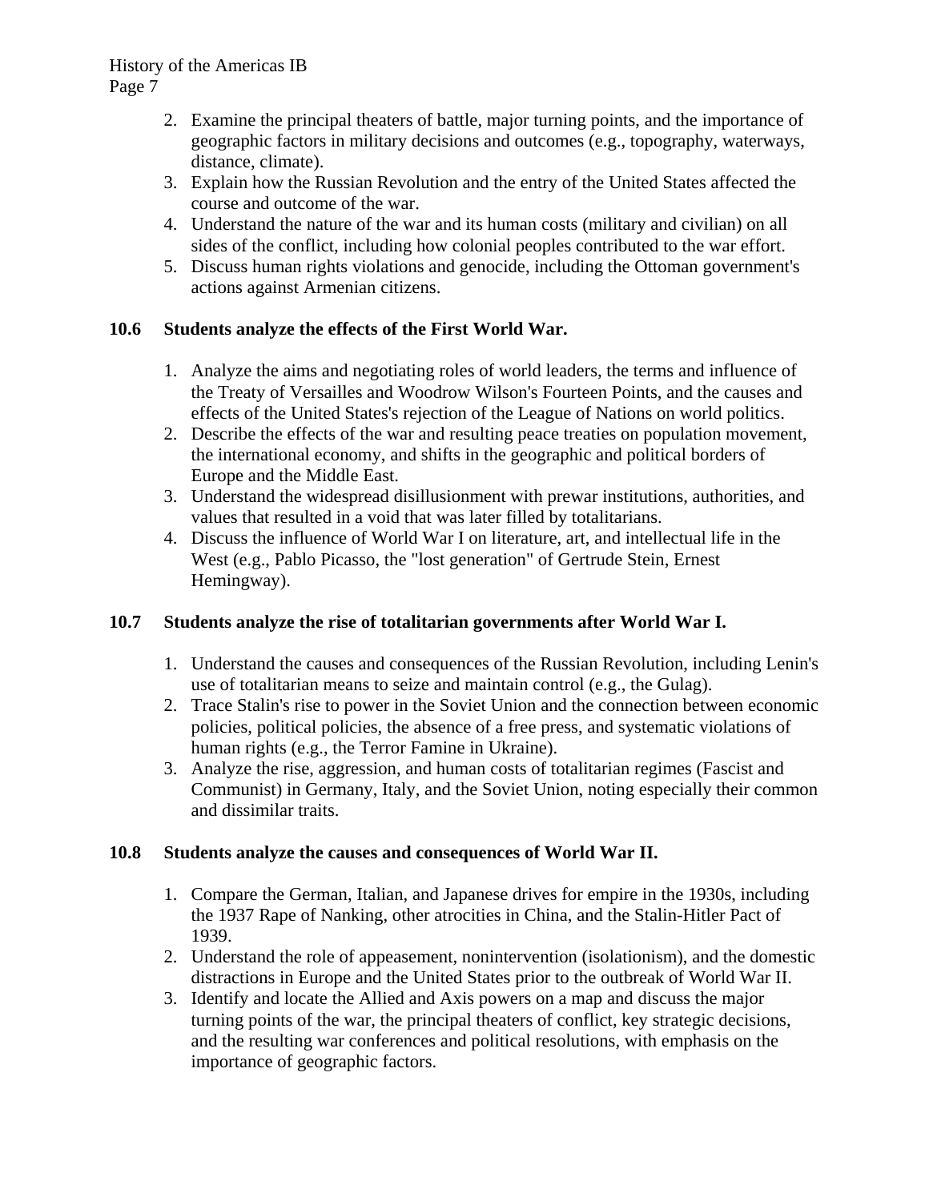2. Examine the principal theaters of battle, major turning points, and the importance of geographic factors in military decisions and outcomes (e.g., topography, waterways, distance, climate).
3. Explain how the Russian Revolution and the entry of the United States affected the course and outcome of the war.
4. Understand the nature of the war and its human costs (military and civilian) on all sides of the conflict, including how colonial peoples contributed to the war effort.
5. Discuss human rights violations and genocide, including the Ottoman government's actions against Armenian citizens.

**10.6 Students analyze the effects of the First World War.**

1. Analyze the aims and negotiating roles of world leaders, the terms and influence of the Treaty of Versailles and Woodrow Wilson's Fourteen Points, and the causes and effects of the United States's rejection of the League of Nations on world politics.
2. Describe the effects of the war and resulting peace treaties on population movement, the international economy, and shifts in the geographic and political borders of Europe and the Middle East.
3. Understand the widespread disillusionment with prewar institutions, authorities, and values that resulted in a void that was later filled by totalitarians.
4. Discuss the influence of World War I on literature, art, and intellectual life in the West (e.g., Pablo Picasso, the "lost generation" of Gertrude Stein, Ernest Hemingway).

**10.7 Students analyze the rise of totalitarian governments after World War I.**

1. Understand the causes and consequences of the Russian Revolution, including Lenin's use of totalitarian means to seize and maintain control (e.g., the Gulag).
2. Trace Stalin's rise to power in the Soviet Union and the connection between economic policies, political policies, the absence of a free press, and systematic violations of human rights (e.g., the Terror Famine in Ukraine).
3. Analyze the rise, aggression, and human costs of totalitarian regimes (Fascist and Communist) in Germany, Italy, and the Soviet Union, noting especially their common and dissimilar traits.

**10.8 Students analyze the causes and consequences of World War II.**

1. Compare the German, Italian, and Japanese drives for empire in the 1930s, including the 1937 Rape of Nanking, other atrocities in China, and the Stalin-Hitler Pact of 1939.
2. Understand the role of appeasement, nonintervention (isolationism), and the domestic distractions in Europe and the United States prior to the outbreak of World War II.
3. Identify and locate the Allied and Axis powers on a map and discuss the major turning points of the war, the principal theaters of conflict, key strategic decisions, and the resulting war conferences and political resolutions, with emphasis on the importance of geographic factors.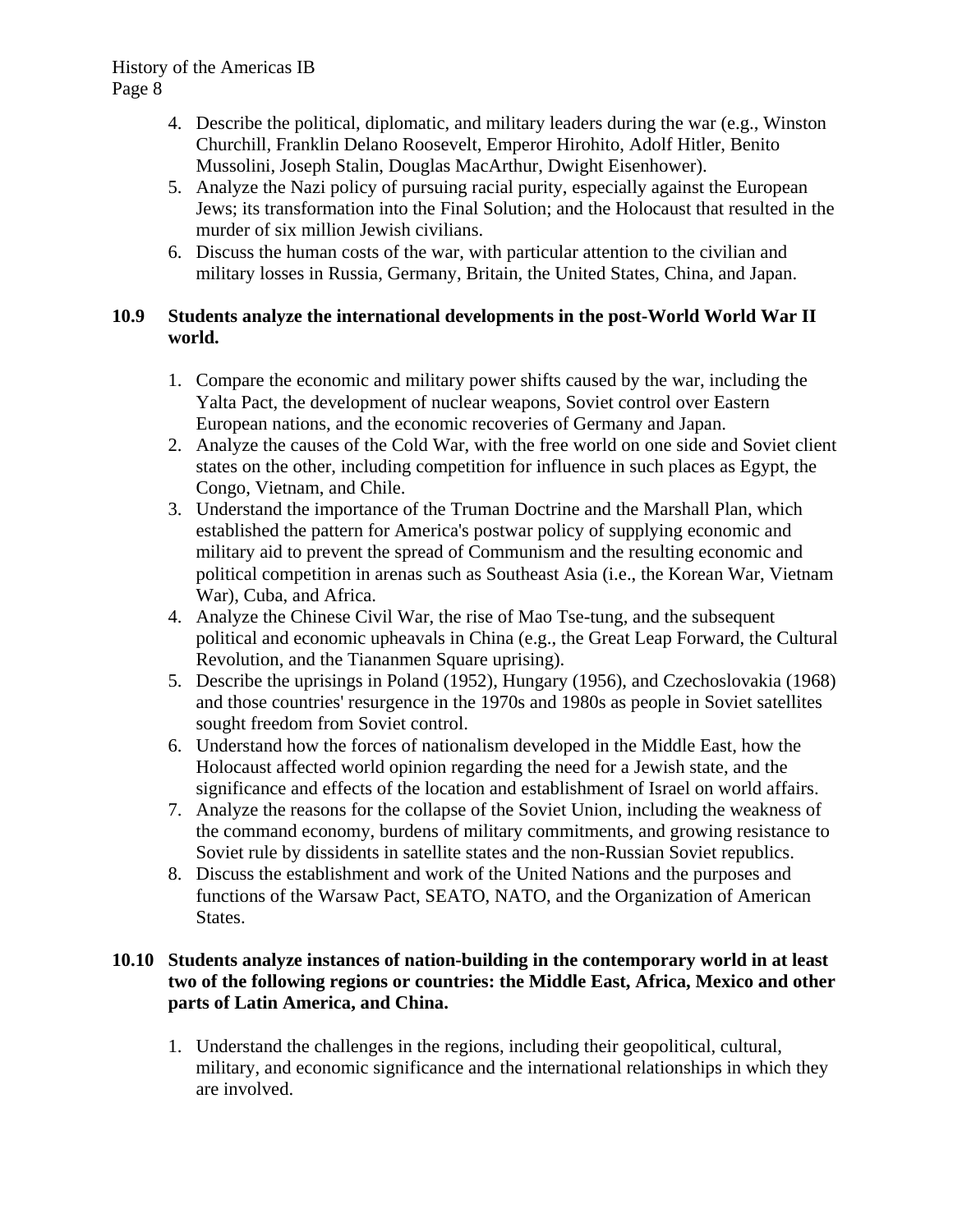4. Describe the political, diplomatic, and military leaders during the war (e.g., Winston Churchill, Franklin Delano Roosevelt, Emperor Hirohito, Adolf Hitler, Benito Mussolini, Joseph Stalin, Douglas MacArthur, Dwight Eisenhower).
5. Analyze the Nazi policy of pursuing racial purity, especially against the European Jews; its transformation into the Final Solution; and the Holocaust that resulted in the murder of six million Jewish civilians.
6. Discuss the human costs of the war, with particular attention to the civilian and military losses in Russia, Germany, Britain, the United States, China, and Japan.

**10.9 Students analyze the international developments in the post-World World War II world.**

1. Compare the economic and military power shifts caused by the war, including the Yalta Pact, the development of nuclear weapons, Soviet control over Eastern European nations, and the economic recoveries of Germany and Japan.
2. Analyze the causes of the Cold War, with the free world on one side and Soviet client states on the other, including competition for influence in such places as Egypt, the Congo, Vietnam, and Chile.
3. Understand the importance of the Truman Doctrine and the Marshall Plan, which established the pattern for America's postwar policy of supplying economic and military aid to prevent the spread of Communism and the resulting economic and political competition in arenas such as Southeast Asia (i.e., the Korean War, Vietnam War), Cuba, and Africa.
4. Analyze the Chinese Civil War, the rise of Mao Tse-tung, and the subsequent political and economic upheavals in China (e.g., the Great Leap Forward, the Cultural Revolution, and the Tiananmen Square uprising).
5. Describe the uprisings in Poland (1952), Hungary (1956), and Czechoslovakia (1968) and those countries' resurgence in the 1970s and 1980s as people in Soviet satellites sought freedom from Soviet control.
6. Understand how the forces of nationalism developed in the Middle East, how the Holocaust affected world opinion regarding the need for a Jewish state, and the significance and effects of the location and establishment of Israel on world affairs.
7. Analyze the reasons for the collapse of the Soviet Union, including the weakness of the command economy, burdens of military commitments, and growing resistance to Soviet rule by dissidents in satellite states and the non-Russian Soviet republics.
8. Discuss the establishment and work of the United Nations and the purposes and functions of the Warsaw Pact, SEATO, NATO, and the Organization of American States.

**10.10 Students analyze instances of nation-building in the contemporary world in at least two of the following regions or countries: the Middle East, Africa, Mexico and other parts of Latin America, and China.**

1. Understand the challenges in the regions, including their geopolitical, cultural, military, and economic significance and the international relationships in which they are involved.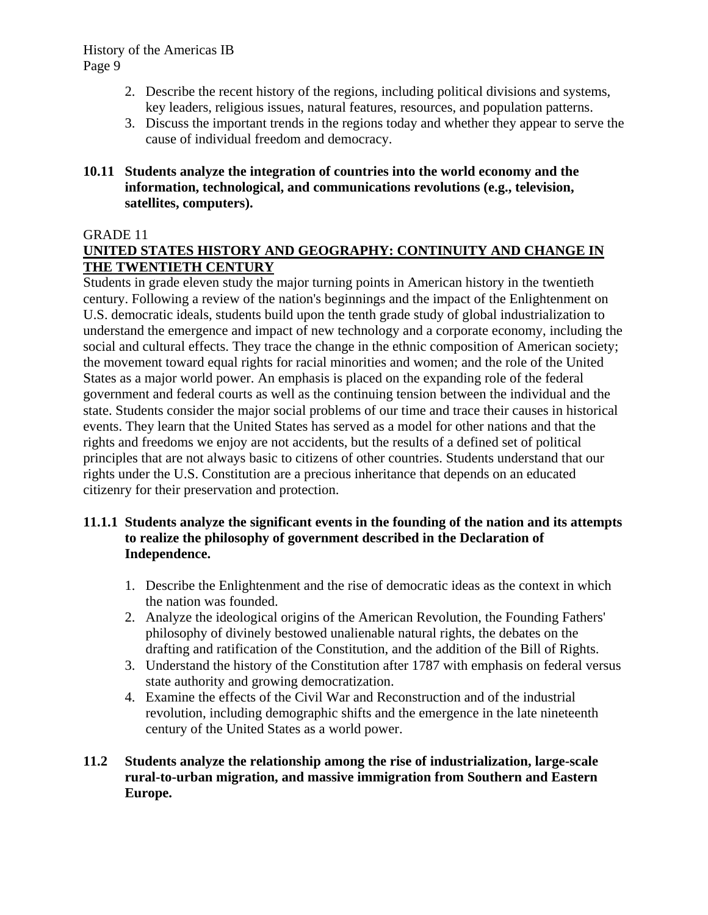2. Describe the recent history of the regions, including political divisions and systems, key leaders, religious issues, natural features, resources, and population patterns.
3. Discuss the important trends in the regions today and whether they appear to serve the cause of individual freedom and democracy.

**10.11 Students analyze the integration of countries into the world economy and the information, technological, and communications revolutions (e.g., television, satellites, computers).**

GRADE 11

## UNITED STATES HISTORY AND GEOGRAPHY: CONTINUITY AND CHANGE IN THE TWENTIETH CENTURY

Students in grade eleven study the major turning points in American history in the twentieth century. Following a review of the nation's beginnings and the impact of the Enlightenment on U.S. democratic ideals, students build upon the tenth grade study of global industrialization to understand the emergence and impact of new technology and a corporate economy, including the social and cultural effects. They trace the change in the ethnic composition of American society; the movement toward equal rights for racial minorities and women; and the role of the United States as a major world power. An emphasis is placed on the expanding role of the federal government and federal courts as well as the continuing tension between the individual and the state. Students consider the major social problems of our time and trace their causes in historical events. They learn that the United States has served as a model for other nations and that the rights and freedoms we enjoy are not accidents, but the results of a defined set of political principles that are not always basic to citizens of other countries. Students understand that our rights under the U.S. Constitution are a precious inheritance that depends on an educated citizenry for their preservation and protection.

**11.1.1 Students analyze the significant events in the founding of the nation and its attempts to realize the philosophy of government described in the Declaration of Independence.**

1. Describe the Enlightenment and the rise of democratic ideas as the context in which the nation was founded.
2. Analyze the ideological origins of the American Revolution, the Founding Fathers' philosophy of divinely bestowed unalienable natural rights, the debates on the drafting and ratification of the Constitution, and the addition of the Bill of Rights.
3. Understand the history of the Constitution after 1787 with emphasis on federal versus state authority and growing democratization.
4. Examine the effects of the Civil War and Reconstruction and of the industrial revolution, including demographic shifts and the emergence in the late nineteenth century of the United States as a world power.

**11.2 Students analyze the relationship among the rise of industrialization, large-scale rural-to-urban migration, and massive immigration from Southern and Eastern Europe.**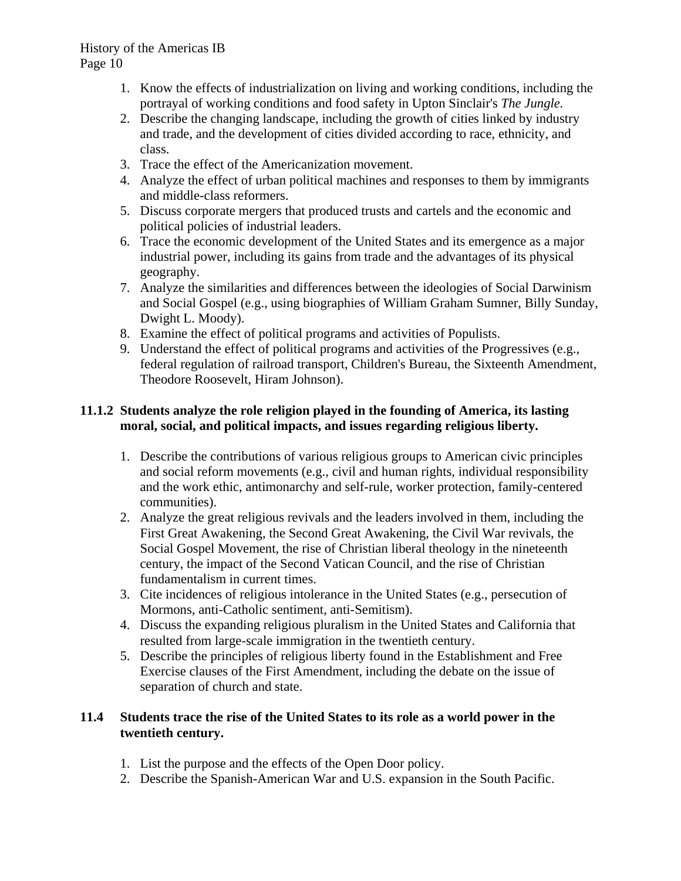1. Know the effects of industrialization on living and working conditions, including the portrayal of working conditions and food safety in Upton Sinclair's *The Jungle.*
2. Describe the changing landscape, including the growth of cities linked by industry and trade, and the development of cities divided according to race, ethnicity, and class.
3. Trace the effect of the Americanization movement.
4. Analyze the effect of urban political machines and responses to them by immigrants and middle-class reformers.
5. Discuss corporate mergers that produced trusts and cartels and the economic and political policies of industrial leaders.
6. Trace the economic development of the United States and its emergence as a major industrial power, including its gains from trade and the advantages of its physical geography.
7. Analyze the similarities and differences between the ideologies of Social Darwinism and Social Gospel (e.g., using biographies of William Graham Sumner, Billy Sunday, Dwight L. Moody).
8. Examine the effect of political programs and activities of Populists.
9. Understand the effect of political programs and activities of the Progressives (e.g., federal regulation of railroad transport, Children's Bureau, the Sixteenth Amendment, Theodore Roosevelt, Hiram Johnson).

**11.1.2 Students analyze the role religion played in the founding of America, its lasting moral, social, and political impacts, and issues regarding religious liberty.**

1. Describe the contributions of various religious groups to American civic principles and social reform movements (e.g., civil and human rights, individual responsibility and the work ethic, antimonarchy and self-rule, worker protection, family-centered communities).
2. Analyze the great religious revivals and the leaders involved in them, including the First Great Awakening, the Second Great Awakening, the Civil War revivals, the Social Gospel Movement, the rise of Christian liberal theology in the nineteenth century, the impact of the Second Vatican Council, and the rise of Christian fundamentalism in current times.
3. Cite incidences of religious intolerance in the United States (e.g., persecution of Mormons, anti-Catholic sentiment, anti-Semitism).
4. Discuss the expanding religious pluralism in the United States and California that resulted from large-scale immigration in the twentieth century.
5. Describe the principles of religious liberty found in the Establishment and Free Exercise clauses of the First Amendment, including the debate on the issue of separation of church and state.

**11.4 Students trace the rise of the United States to its role as a world power in the twentieth century.**

1. List the purpose and the effects of the Open Door policy.
2. Describe the Spanish-American War and U.S. expansion in the South Pacific.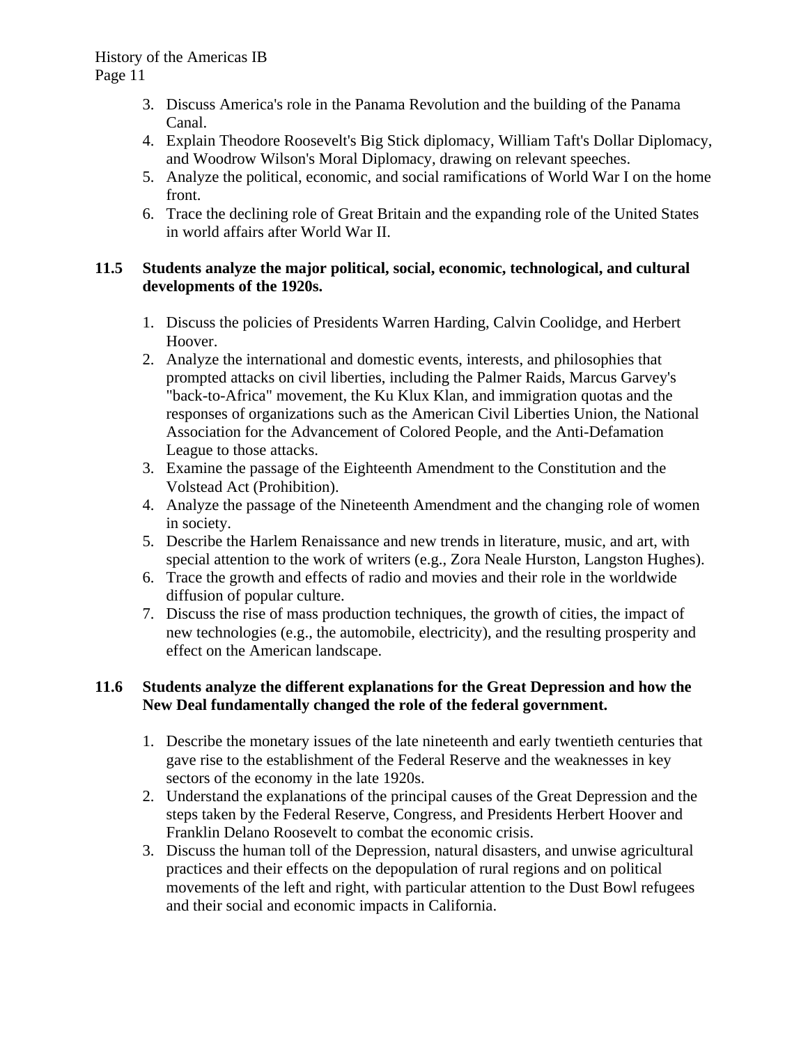3. Discuss America's role in the Panama Revolution and the building of the Panama Canal.
4. Explain Theodore Roosevelt's Big Stick diplomacy, William Taft's Dollar Diplomacy, and Woodrow Wilson's Moral Diplomacy, drawing on relevant speeches.
5. Analyze the political, economic, and social ramifications of World War I on the home front.
6. Trace the declining role of Great Britain and the expanding role of the United States in world affairs after World War II.

**11.5 Students analyze the major political, social, economic, technological, and cultural developments of the 1920s.**

1. Discuss the policies of Presidents Warren Harding, Calvin Coolidge, and Herbert Hoover.
2. Analyze the international and domestic events, interests, and philosophies that prompted attacks on civil liberties, including the Palmer Raids, Marcus Garvey's "back-to-Africa" movement, the Ku Klux Klan, and immigration quotas and the responses of organizations such as the American Civil Liberties Union, the National Association for the Advancement of Colored People, and the Anti-Defamation League to those attacks.
3. Examine the passage of the Eighteenth Amendment to the Constitution and the Volstead Act (Prohibition).
4. Analyze the passage of the Nineteenth Amendment and the changing role of women in society.
5. Describe the Harlem Renaissance and new trends in literature, music, and art, with special attention to the work of writers (e.g., Zora Neale Hurston, Langston Hughes).
6. Trace the growth and effects of radio and movies and their role in the worldwide diffusion of popular culture.
7. Discuss the rise of mass production techniques, the growth of cities, the impact of new technologies (e.g., the automobile, electricity), and the resulting prosperity and effect on the American landscape.

**11.6 Students analyze the different explanations for the Great Depression and how the New Deal fundamentally changed the role of the federal government.**

1. Describe the monetary issues of the late nineteenth and early twentieth centuries that gave rise to the establishment of the Federal Reserve and the weaknesses in key sectors of the economy in the late 1920s.
2. Understand the explanations of the principal causes of the Great Depression and the steps taken by the Federal Reserve, Congress, and Presidents Herbert Hoover and Franklin Delano Roosevelt to combat the economic crisis.
3. Discuss the human toll of the Depression, natural disasters, and unwise agricultural practices and their effects on the depopulation of rural regions and on political movements of the left and right, with particular attention to the Dust Bowl refugees and their social and economic impacts in California.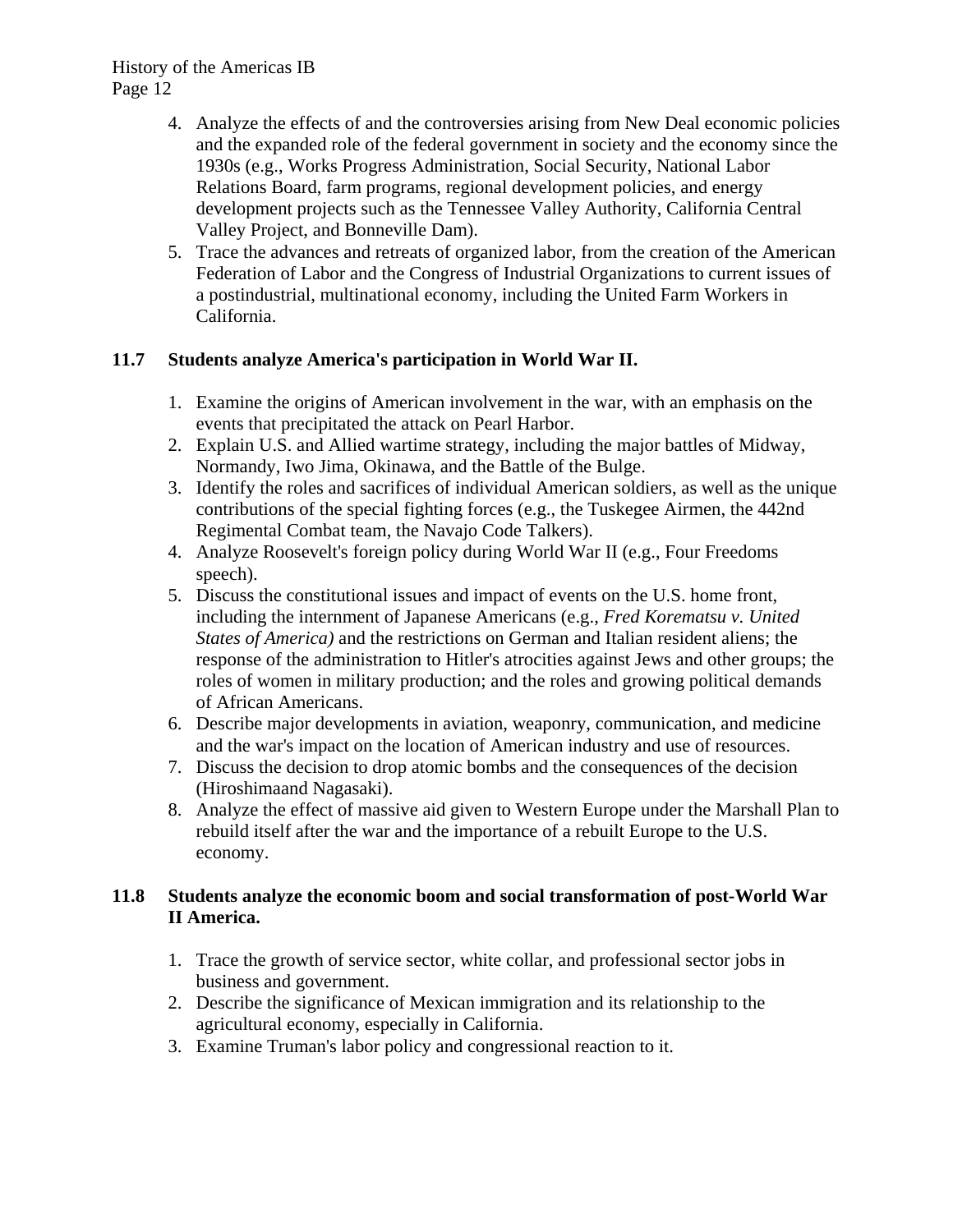4. Analyze the effects of and the controversies arising from New Deal economic policies and the expanded role of the federal government in society and the economy since the 1930s (e.g., Works Progress Administration, Social Security, National Labor Relations Board, farm programs, regional development policies, and energy development projects such as the Tennessee Valley Authority, California Central Valley Project, and Bonneville Dam).
5. Trace the advances and retreats of organized labor, from the creation of the American Federation of Labor and the Congress of Industrial Organizations to current issues of a postindustrial, multinational economy, including the United Farm Workers in California.

**11.7 Students analyze America's participation in World War II.**

1. Examine the origins of American involvement in the war, with an emphasis on the events that precipitated the attack on Pearl Harbor.
2. Explain U.S. and Allied wartime strategy, including the major battles of Midway, Normandy, Iwo Jima, Okinawa, and the Battle of the Bulge.
3. Identify the roles and sacrifices of individual American soldiers, as well as the unique contributions of the special fighting forces (e.g., the Tuskegee Airmen, the 442nd Regimental Combat team, the Navajo Code Talkers).
4. Analyze Roosevelt's foreign policy during World War II (e.g., Four Freedoms speech).
5. Discuss the constitutional issues and impact of events on the U.S. home front, including the internment of Japanese Americans (e.g., *Fred Korematsu v. United States of America)* and the restrictions on German and Italian resident aliens; the response of the administration to Hitler's atrocities against Jews and other groups; the roles of women in military production; and the roles and growing political demands of African Americans.
6. Describe major developments in aviation, weaponry, communication, and medicine and the war's impact on the location of American industry and use of resources.
7. Discuss the decision to drop atomic bombs and the consequences of the decision (Hiroshimaand Nagasaki).
8. Analyze the effect of massive aid given to Western Europe under the Marshall Plan to rebuild itself after the war and the importance of a rebuilt Europe to the U.S. economy.

**11.8 Students analyze the economic boom and social transformation of post-World War II America.**

1. Trace the growth of service sector, white collar, and professional sector jobs in business and government.
2. Describe the significance of Mexican immigration and its relationship to the agricultural economy, especially in California.
3. Examine Truman's labor policy and congressional reaction to it.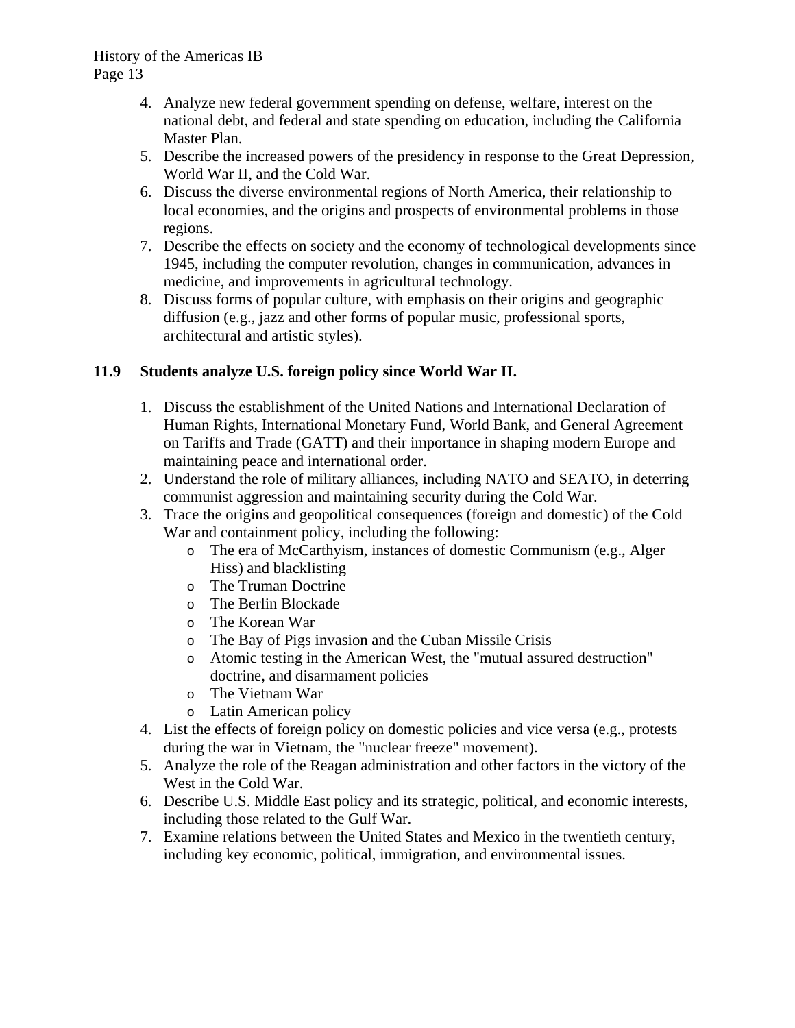4. Analyze new federal government spending on defense, welfare, interest on the national debt, and federal and state spending on education, including the California Master Plan.
5. Describe the increased powers of the presidency in response to the Great Depression, World War II, and the Cold War.
6. Discuss the diverse environmental regions of North America, their relationship to local economies, and the origins and prospects of environmental problems in those regions.
7. Describe the effects on society and the economy of technological developments since 1945, including the computer revolution, changes in communication, advances in medicine, and improvements in agricultural technology.
8. Discuss forms of popular culture, with emphasis on their origins and geographic diffusion (e.g., jazz and other forms of popular music, professional sports, architectural and artistic styles).

**11.9 Students analyze U.S. foreign policy since World War II.**

1. Discuss the establishment of the United Nations and International Declaration of Human Rights, International Monetary Fund, World Bank, and General Agreement on Tariffs and Trade (GATT) and their importance in shaping modern Europe and maintaining peace and international order.
2. Understand the role of military alliances, including NATO and SEATO, in deterring communist aggression and maintaining security during the Cold War.
3. Trace the origins and geopolitical consequences (foreign and domestic) of the Cold War and containment policy, including the following:
    - The era of McCarthyism, instances of domestic Communism (e.g., Alger Hiss) and blacklisting
    - The Truman Doctrine
    - The Berlin Blockade
    - The Korean War
    - The Bay of Pigs invasion and the Cuban Missile Crisis
    - Atomic testing in the American West, the "mutual assured destruction" doctrine, and disarmament policies
    - The Vietnam War
    - Latin American policy
4. List the effects of foreign policy on domestic policies and vice versa (e.g., protests during the war in Vietnam, the "nuclear freeze" movement).
5. Analyze the role of the Reagan administration and other factors in the victory of the West in the Cold War.
6. Describe U.S. Middle East policy and its strategic, political, and economic interests, including those related to the Gulf War.
7. Examine relations between the United States and Mexico in the twentieth century, including key economic, political, immigration, and environmental issues.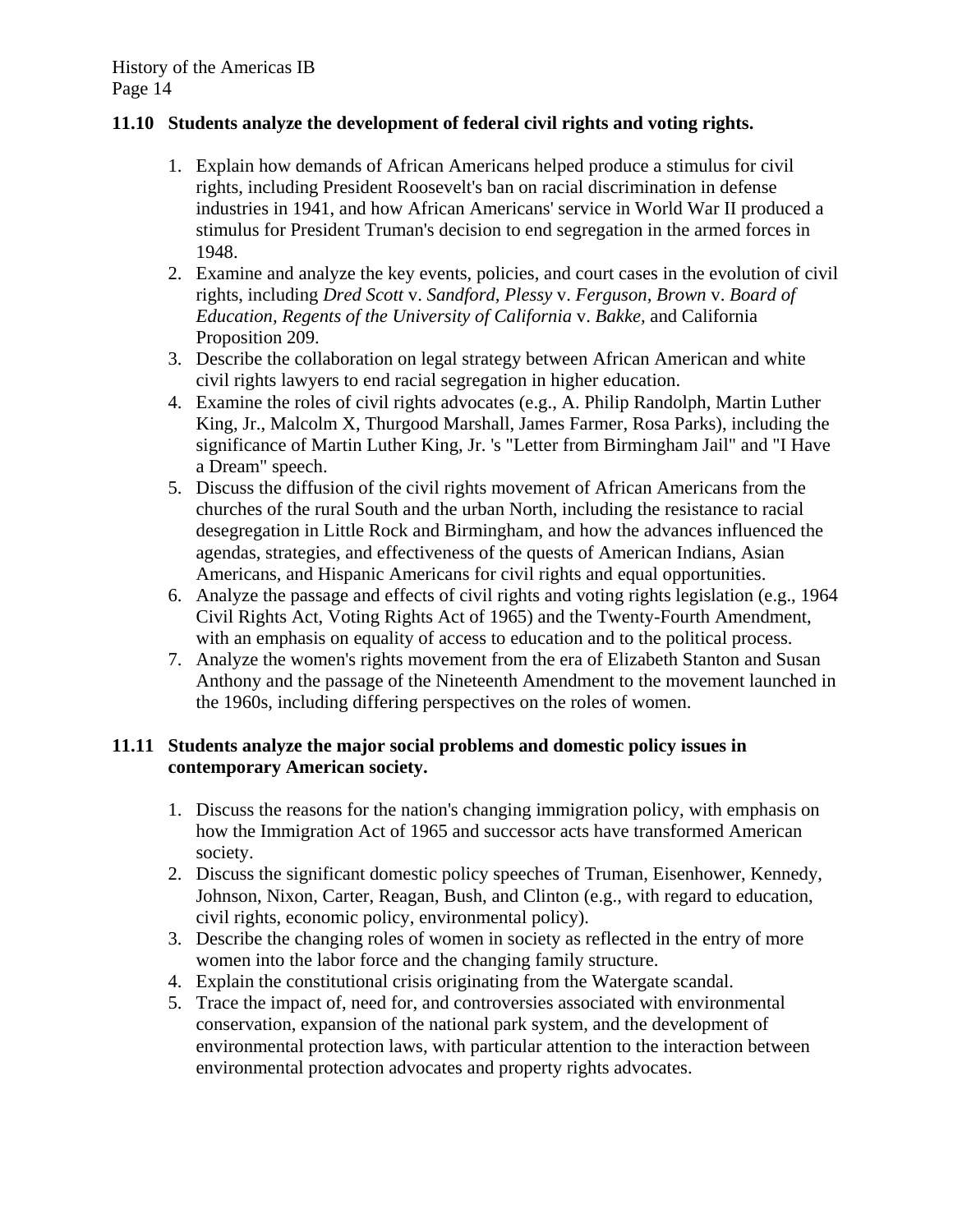**11.10 Students analyze the development of federal civil rights and voting rights.**

1. Explain how demands of African Americans helped produce a stimulus for civil rights, including President Roosevelt's ban on racial discrimination in defense industries in 1941, and how African Americans' service in World War II produced a stimulus for President Truman's decision to end segregation in the armed forces in 1948.
2. Examine and analyze the key events, policies, and court cases in the evolution of civil rights, including *Dred Scott* v. *Sandford*, *Plessy* v. *Ferguson*, *Brown* v. *Board of Education*, *Regents of the University of California* v. *Bakke*, and California Proposition 209.
3. Describe the collaboration on legal strategy between African American and white civil rights lawyers to end racial segregation in higher education.
4. Examine the roles of civil rights advocates (e.g., A. Philip Randolph, Martin Luther King, Jr., Malcolm X, Thurgood Marshall, James Farmer, Rosa Parks), including the significance of Martin Luther King, Jr. 's "Letter from Birmingham Jail" and "I Have a Dream" speech.
5. Discuss the diffusion of the civil rights movement of African Americans from the churches of the rural South and the urban North, including the resistance to racial desegregation in Little Rock and Birmingham, and how the advances influenced the agendas, strategies, and effectiveness of the quests of American Indians, Asian Americans, and Hispanic Americans for civil rights and equal opportunities.
6. Analyze the passage and effects of civil rights and voting rights legislation (e.g., 1964 Civil Rights Act, Voting Rights Act of 1965) and the Twenty-Fourth Amendment, with an emphasis on equality of access to education and to the political process.
7. Analyze the women's rights movement from the era of Elizabeth Stanton and Susan Anthony and the passage of the Nineteenth Amendment to the movement launched in the 1960s, including differing perspectives on the roles of women.

**11.11 Students analyze the major social problems and domestic policy issues in contemporary American society.**

1. Discuss the reasons for the nation's changing immigration policy, with emphasis on how the Immigration Act of 1965 and successor acts have transformed American society.
2. Discuss the significant domestic policy speeches of Truman, Eisenhower, Kennedy, Johnson, Nixon, Carter, Reagan, Bush, and Clinton (e.g., with regard to education, civil rights, economic policy, environmental policy).
3. Describe the changing roles of women in society as reflected in the entry of more women into the labor force and the changing family structure.
4. Explain the constitutional crisis originating from the Watergate scandal.
5. Trace the impact of, need for, and controversies associated with environmental conservation, expansion of the national park system, and the development of environmental protection laws, with particular attention to the interaction between environmental protection advocates and property rights advocates.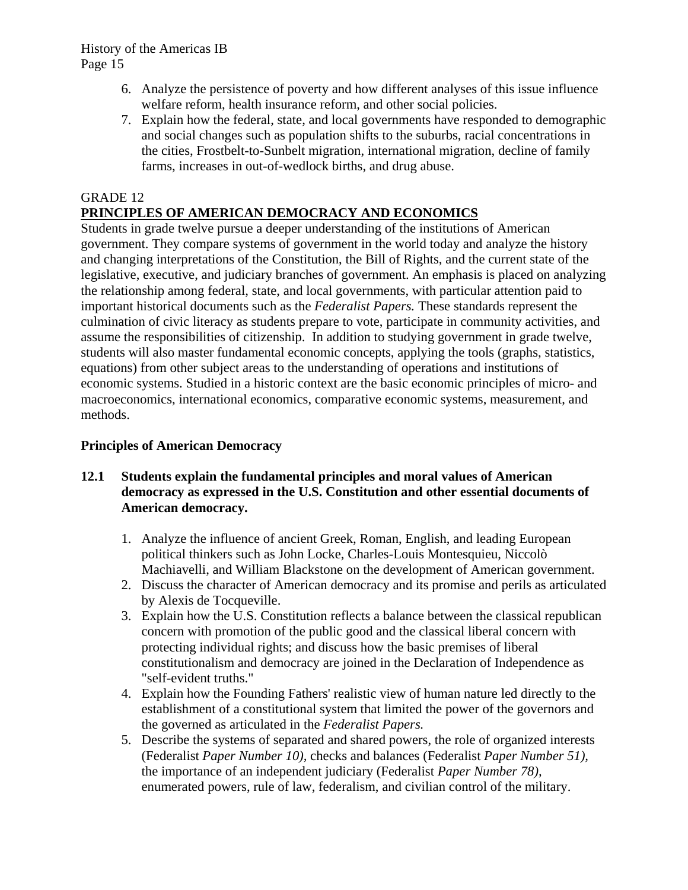6. Analyze the persistence of poverty and how different analyses of this issue influence welfare reform, health insurance reform, and other social policies.
7. Explain how the federal, state, and local governments have responded to demographic and social changes such as population shifts to the suburbs, racial concentrations in the cities, Frostbelt-to-Sunbelt migration, international migration, decline of family farms, increases in out-of-wedlock births, and drug abuse.

GRADE 12

## PRINCIPLES OF AMERICAN DEMOCRACY AND ECONOMICS

Students in grade twelve pursue a deeper understanding of the institutions of American government. They compare systems of government in the world today and analyze the history and changing interpretations of the Constitution, the Bill of Rights, and the current state of the legislative, executive, and judiciary branches of government. An emphasis is placed on analyzing the relationship among federal, state, and local governments, with particular attention paid to important historical documents such as the *Federalist Papers.* These standards represent the culmination of civic literacy as students prepare to vote, participate in community activities, and assume the responsibilities of citizenship. In addition to studying government in grade twelve, students will also master fundamental economic concepts, applying the tools (graphs, statistics, equations) from other subject areas to the understanding of operations and institutions of economic systems. Studied in a historic context are the basic economic principles of micro- and macroeconomics, international economics, comparative economic systems, measurement, and methods.

### Principles of American Democracy

**12.1 Students explain the fundamental principles and moral values of American democracy as expressed in the U.S. Constitution and other essential documents of American democracy.**

1. Analyze the influence of ancient Greek, Roman, English, and leading European political thinkers such as John Locke, Charles-Louis Montesquieu, Niccolò Machiavelli, and William Blackstone on the development of American government.
2. Discuss the character of American democracy and its promise and perils as articulated by Alexis de Tocqueville.
3. Explain how the U.S. Constitution reflects a balance between the classical republican concern with promotion of the public good and the classical liberal concern with protecting individual rights; and discuss how the basic premises of liberal constitutionalism and democracy are joined in the Declaration of Independence as "self-evident truths."
4. Explain how the Founding Fathers' realistic view of human nature led directly to the establishment of a constitutional system that limited the power of the governors and the governed as articulated in the *Federalist Papers.*
5. Describe the systems of separated and shared powers, the role of organized interests (Federalist *Paper Number 10),* checks and balances (Federalist *Paper Number 51),* the importance of an independent judiciary (Federalist *Paper Number 78),* enumerated powers, rule of law, federalism, and civilian control of the military.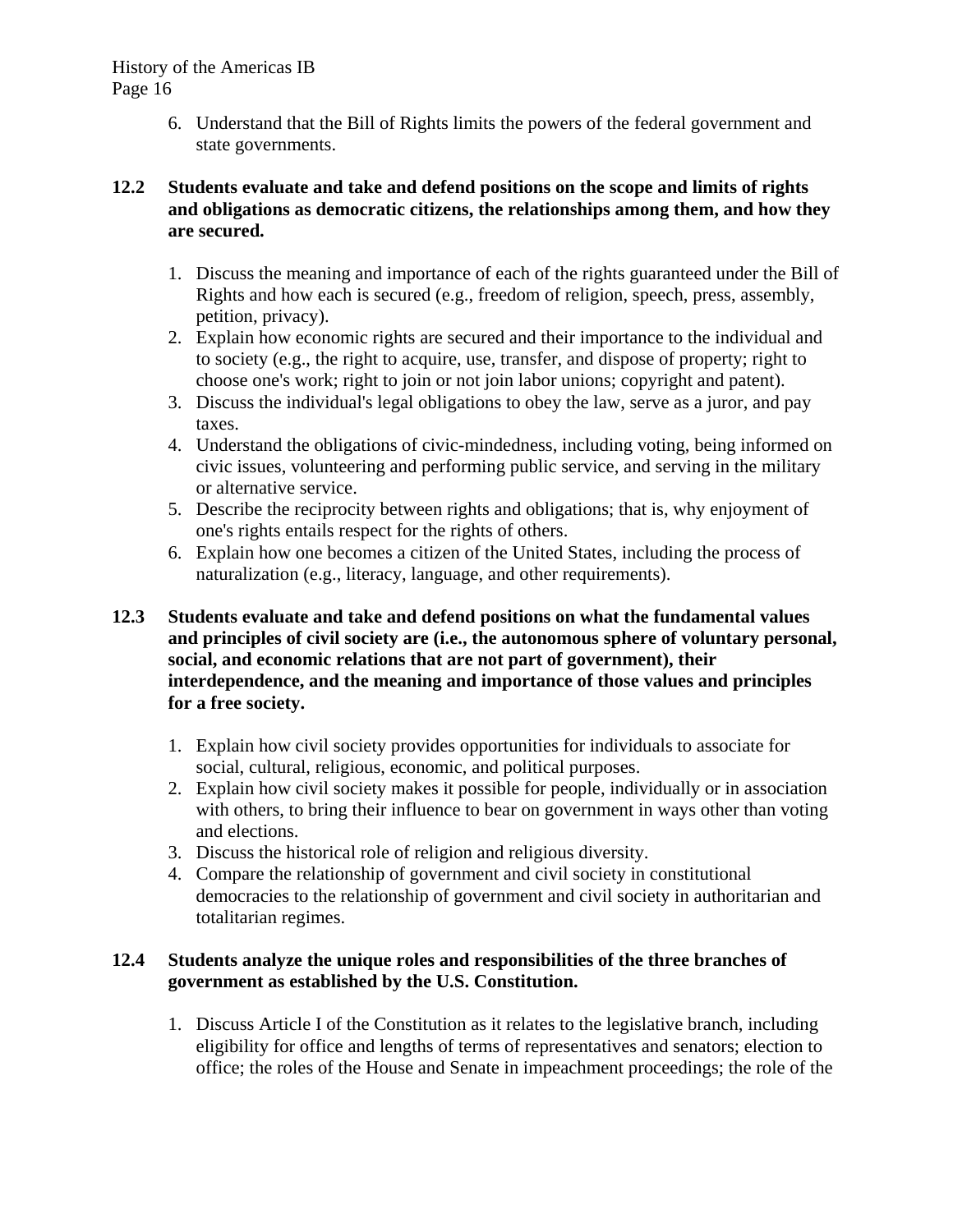6. Understand that the Bill of Rights limits the powers of the federal government and state governments.

**12.2 Students evaluate and take and defend positions on the scope and limits of rights and obligations as democratic citizens, the relationships among them, and how they are secured.**

1. Discuss the meaning and importance of each of the rights guaranteed under the Bill of Rights and how each is secured (e.g., freedom of religion, speech, press, assembly, petition, privacy).
2. Explain how economic rights are secured and their importance to the individual and to society (e.g., the right to acquire, use, transfer, and dispose of property; right to choose one's work; right to join or not join labor unions; copyright and patent).
3. Discuss the individual's legal obligations to obey the law, serve as a juror, and pay taxes.
4. Understand the obligations of civic-mindedness, including voting, being informed on civic issues, volunteering and performing public service, and serving in the military or alternative service.
5. Describe the reciprocity between rights and obligations; that is, why enjoyment of one's rights entails respect for the rights of others.
6. Explain how one becomes a citizen of the United States, including the process of naturalization (e.g., literacy, language, and other requirements).

**12.3 Students evaluate and take and defend positions on what the fundamental values and principles of civil society are (i.e., the autonomous sphere of voluntary personal, social, and economic relations that are not part of government), their interdependence, and the meaning and importance of those values and principles for a free society.**

1. Explain how civil society provides opportunities for individuals to associate for social, cultural, religious, economic, and political purposes.
2. Explain how civil society makes it possible for people, individually or in association with others, to bring their influence to bear on government in ways other than voting and elections.
3. Discuss the historical role of religion and religious diversity.
4. Compare the relationship of government and civil society in constitutional democracies to the relationship of government and civil society in authoritarian and totalitarian regimes.

**12.4 Students analyze the unique roles and responsibilities of the three branches of government as established by the U.S. Constitution.**

1. Discuss Article I of the Constitution as it relates to the legislative branch, including eligibility for office and lengths of terms of representatives and senators; election to office; the roles of the House and Senate in impeachment proceedings; the role of the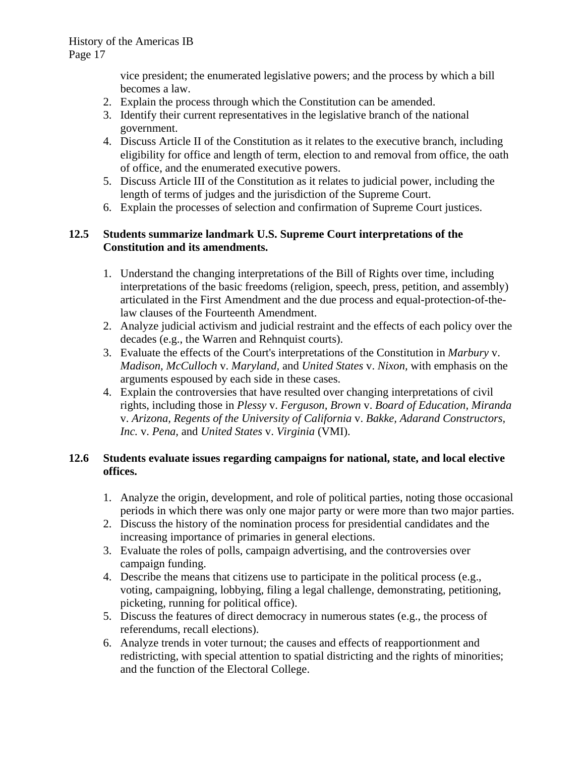vice president; the enumerated legislative powers; and the process by which a bill becomes a law.

2. Explain the process through which the Constitution can be amended.
3. Identify their current representatives in the legislative branch of the national government.
4. Discuss Article II of the Constitution as it relates to the executive branch, including eligibility for office and length of term, election to and removal from office, the oath of office, and the enumerated executive powers.
5. Discuss Article III of the Constitution as it relates to judicial power, including the length of terms of judges and the jurisdiction of the Supreme Court.
6. Explain the processes of selection and confirmation of Supreme Court justices.

**12.5 Students summarize landmark U.S. Supreme Court interpretations of the Constitution and its amendments.**

1. Understand the changing interpretations of the Bill of Rights over time, including interpretations of the basic freedoms (religion, speech, press, petition, and assembly) articulated in the First Amendment and the due process and equal-protection-of-the-law clauses of the Fourteenth Amendment.
2. Analyze judicial activism and judicial restraint and the effects of each policy over the decades (e.g., the Warren and Rehnquist courts).
3. Evaluate the effects of the Court's interpretations of the Constitution in *Marbury* v. *Madison, McCulloch* v. *Maryland,* and *United States* v. *Nixon,* with emphasis on the arguments espoused by each side in these cases.
4. Explain the controversies that have resulted over changing interpretations of civil rights, including those in *Plessy* v. *Ferguson, Brown* v. *Board of Education, Miranda* v. *Arizona, Regents of the University of California* v. *Bakke, Adarand Constructors, Inc.* v. *Pena,* and *United States* v. *Virginia* (VMI).

**12.6 Students evaluate issues regarding campaigns for national, state, and local elective offices.**

1. Analyze the origin, development, and role of political parties, noting those occasional periods in which there was only one major party or were more than two major parties.
2. Discuss the history of the nomination process for presidential candidates and the increasing importance of primaries in general elections.
3. Evaluate the roles of polls, campaign advertising, and the controversies over campaign funding.
4. Describe the means that citizens use to participate in the political process (e.g., voting, campaigning, lobbying, filing a legal challenge, demonstrating, petitioning, picketing, running for political office).
5. Discuss the features of direct democracy in numerous states (e.g., the process of referendums, recall elections).
6. Analyze trends in voter turnout; the causes and effects of reapportionment and redistricting, with special attention to spatial districting and the rights of minorities; and the function of the Electoral College.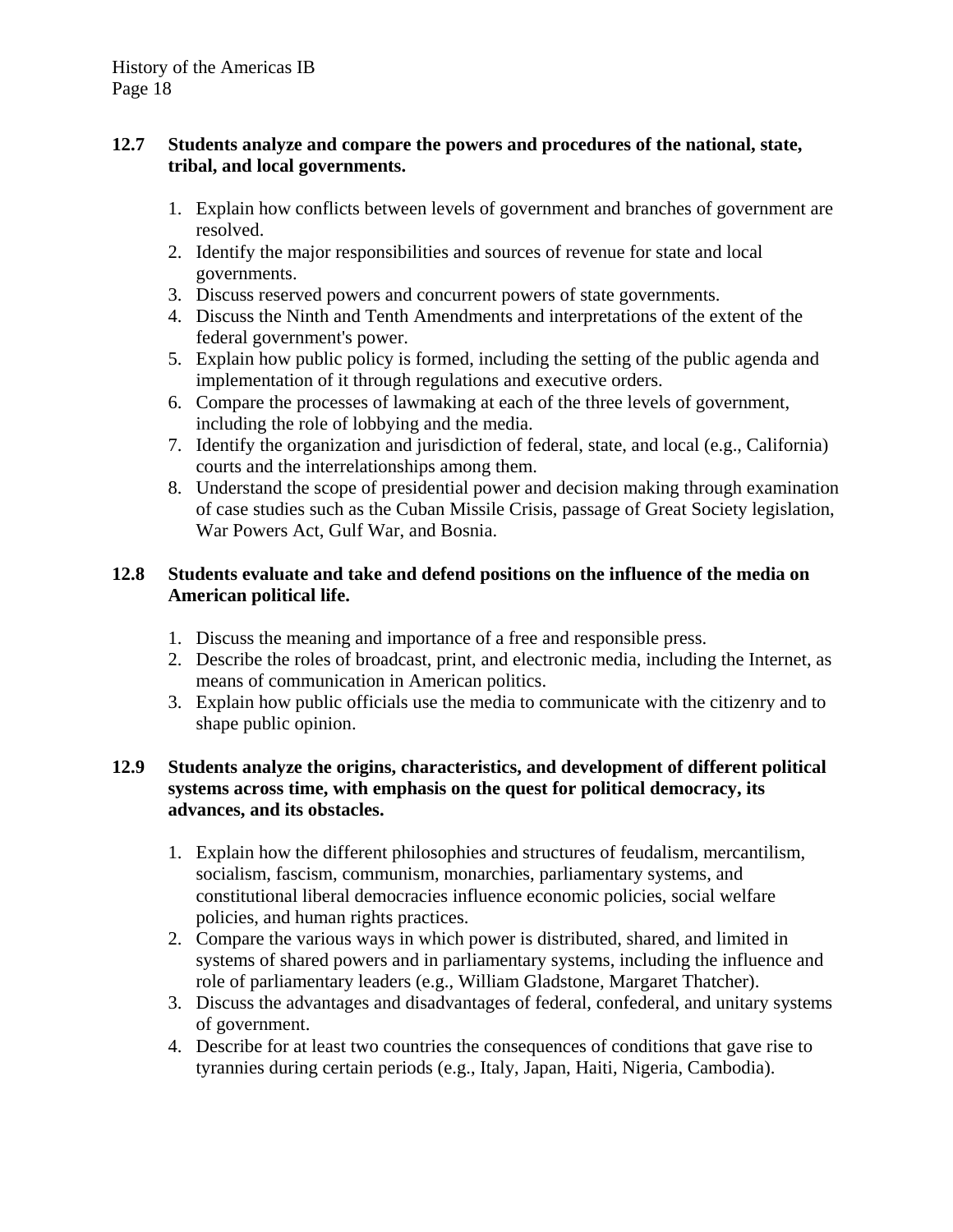**12.7 Students analyze and compare the powers and procedures of the national, state, tribal, and local governments.**

1. Explain how conflicts between levels of government and branches of government are resolved.
2. Identify the major responsibilities and sources of revenue for state and local governments.
3. Discuss reserved powers and concurrent powers of state governments.
4. Discuss the Ninth and Tenth Amendments and interpretations of the extent of the federal government's power.
5. Explain how public policy is formed, including the setting of the public agenda and implementation of it through regulations and executive orders.
6. Compare the processes of lawmaking at each of the three levels of government, including the role of lobbying and the media.
7. Identify the organization and jurisdiction of federal, state, and local (e.g., California) courts and the interrelationships among them.
8. Understand the scope of presidential power and decision making through examination of case studies such as the Cuban Missile Crisis, passage of Great Society legislation, War Powers Act, Gulf War, and Bosnia.

**12.8 Students evaluate and take and defend positions on the influence of the media on American political life.**

1. Discuss the meaning and importance of a free and responsible press.
2. Describe the roles of broadcast, print, and electronic media, including the Internet, as means of communication in American politics.
3. Explain how public officials use the media to communicate with the citizenry and to shape public opinion.

**12.9 Students analyze the origins, characteristics, and development of different political systems across time, with emphasis on the quest for political democracy, its advances, and its obstacles.**

1. Explain how the different philosophies and structures of feudalism, mercantilism, socialism, fascism, communism, monarchies, parliamentary systems, and constitutional liberal democracies influence economic policies, social welfare policies, and human rights practices.
2. Compare the various ways in which power is distributed, shared, and limited in systems of shared powers and in parliamentary systems, including the influence and role of parliamentary leaders (e.g., William Gladstone, Margaret Thatcher).
3. Discuss the advantages and disadvantages of federal, confederal, and unitary systems of government.
4. Describe for at least two countries the consequences of conditions that gave rise to tyrannies during certain periods (e.g., Italy, Japan, Haiti, Nigeria, Cambodia).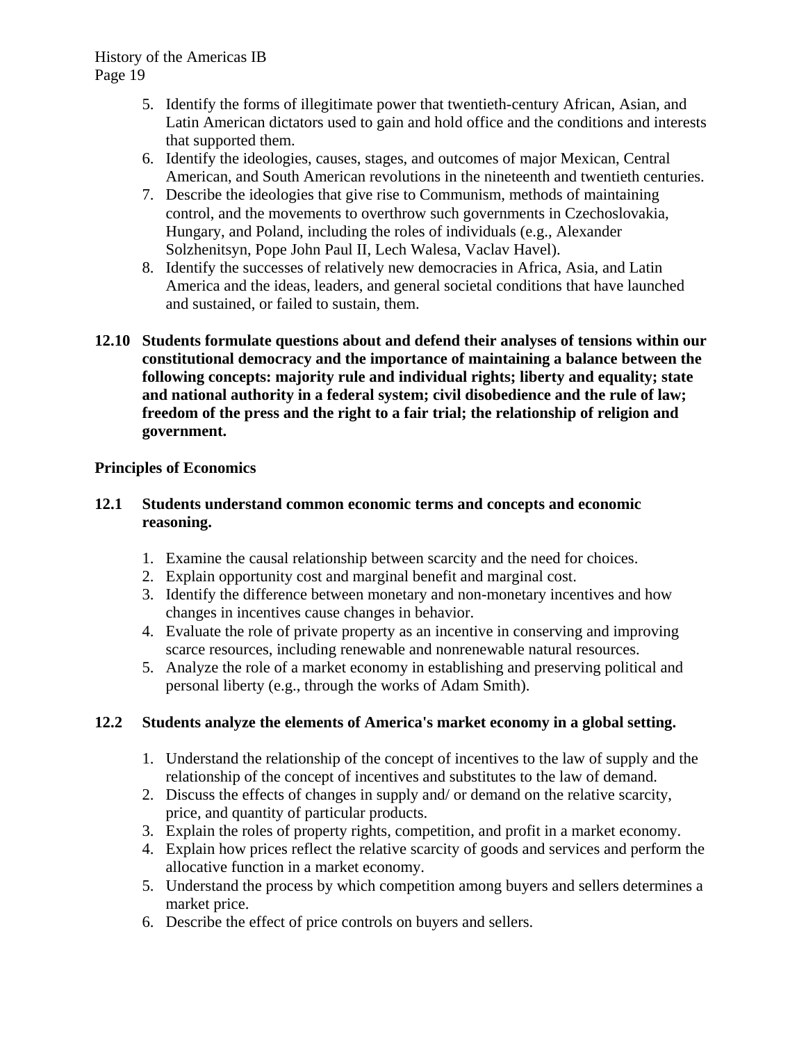5. Identify the forms of illegitimate power that twentieth-century African, Asian, and Latin American dictators used to gain and hold office and the conditions and interests that supported them.
6. Identify the ideologies, causes, stages, and outcomes of major Mexican, Central American, and South American revolutions in the nineteenth and twentieth centuries.
7. Describe the ideologies that give rise to Communism, methods of maintaining control, and the movements to overthrow such governments in Czechoslovakia, Hungary, and Poland, including the roles of individuals (e.g., Alexander Solzhenitsyn, Pope John Paul II, Lech Walesa, Vaclav Havel).
8. Identify the successes of relatively new democracies in Africa, Asia, and Latin America and the ideas, leaders, and general societal conditions that have launched and sustained, or failed to sustain, them.

**12.10 Students formulate questions about and defend their analyses of tensions within our constitutional democracy and the importance of maintaining a balance between the following concepts: majority rule and individual rights; liberty and equality; state and national authority in a federal system; civil disobedience and the rule of law; freedom of the press and the right to a fair trial; the relationship of religion and government.**

**Principles of Economics**

**12.1 Students understand common economic terms and concepts and economic reasoning.**

1. Examine the causal relationship between scarcity and the need for choices.
2. Explain opportunity cost and marginal benefit and marginal cost.
3. Identify the difference between monetary and non-monetary incentives and how changes in incentives cause changes in behavior.
4. Evaluate the role of private property as an incentive in conserving and improving scarce resources, including renewable and nonrenewable natural resources.
5. Analyze the role of a market economy in establishing and preserving political and personal liberty (e.g., through the works of Adam Smith).

**12.2 Students analyze the elements of America's market economy in a global setting.**

1. Understand the relationship of the concept of incentives to the law of supply and the relationship of the concept of incentives and substitutes to the law of demand.
2. Discuss the effects of changes in supply and/ or demand on the relative scarcity, price, and quantity of particular products.
3. Explain the roles of property rights, competition, and profit in a market economy.
4. Explain how prices reflect the relative scarcity of goods and services and perform the allocative function in a market economy.
5. Understand the process by which competition among buyers and sellers determines a market price.
6. Describe the effect of price controls on buyers and sellers.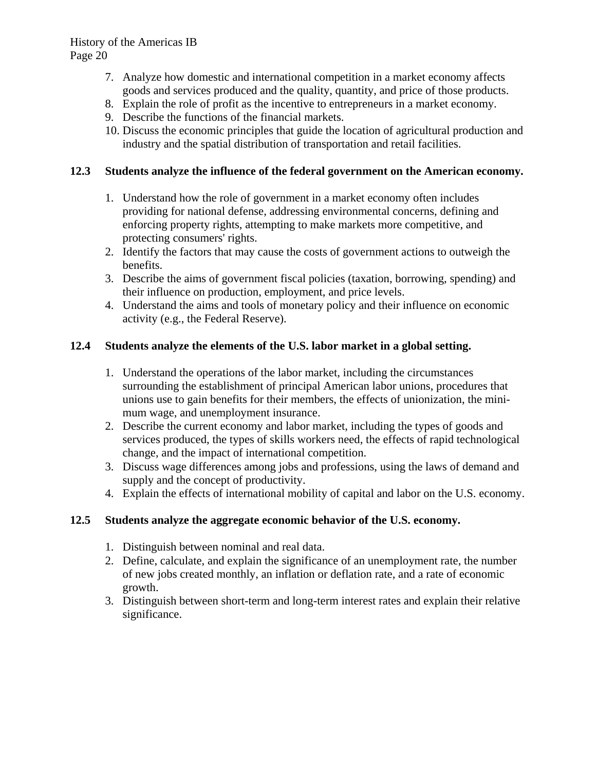7. Analyze how domestic and international competition in a market economy affects goods and services produced and the quality, quantity, and price of those products.
8. Explain the role of profit as the incentive to entrepreneurs in a market economy.
9. Describe the functions of the financial markets.
10. Discuss the economic principles that guide the location of agricultural production and industry and the spatial distribution of transportation and retail facilities.

**12.3 Students analyze the influence of the federal government on the American economy.**

1. Understand how the role of government in a market economy often includes providing for national defense, addressing environmental concerns, defining and enforcing property rights, attempting to make markets more competitive, and protecting consumers' rights.
2. Identify the factors that may cause the costs of government actions to outweigh the benefits.
3. Describe the aims of government fiscal policies (taxation, borrowing, spending) and their influence on production, employment, and price levels.
4. Understand the aims and tools of monetary policy and their influence on economic activity (e.g., the Federal Reserve).

**12.4 Students analyze the elements of the U.S. labor market in a global setting.**

1. Understand the operations of the labor market, including the circumstances surrounding the establishment of principal American labor unions, procedures that unions use to gain benefits for their members, the effects of unionization, the minimum wage, and unemployment insurance.
2. Describe the current economy and labor market, including the types of goods and services produced, the types of skills workers need, the effects of rapid technological change, and the impact of international competition.
3. Discuss wage differences among jobs and professions, using the laws of demand and supply and the concept of productivity.
4. Explain the effects of international mobility of capital and labor on the U.S. economy.

**12.5 Students analyze the aggregate economic behavior of the U.S. economy.**

1. Distinguish between nominal and real data.
2. Define, calculate, and explain the significance of an unemployment rate, the number of new jobs created monthly, an inflation or deflation rate, and a rate of economic growth.
3. Distinguish between short-term and long-term interest rates and explain their relative significance.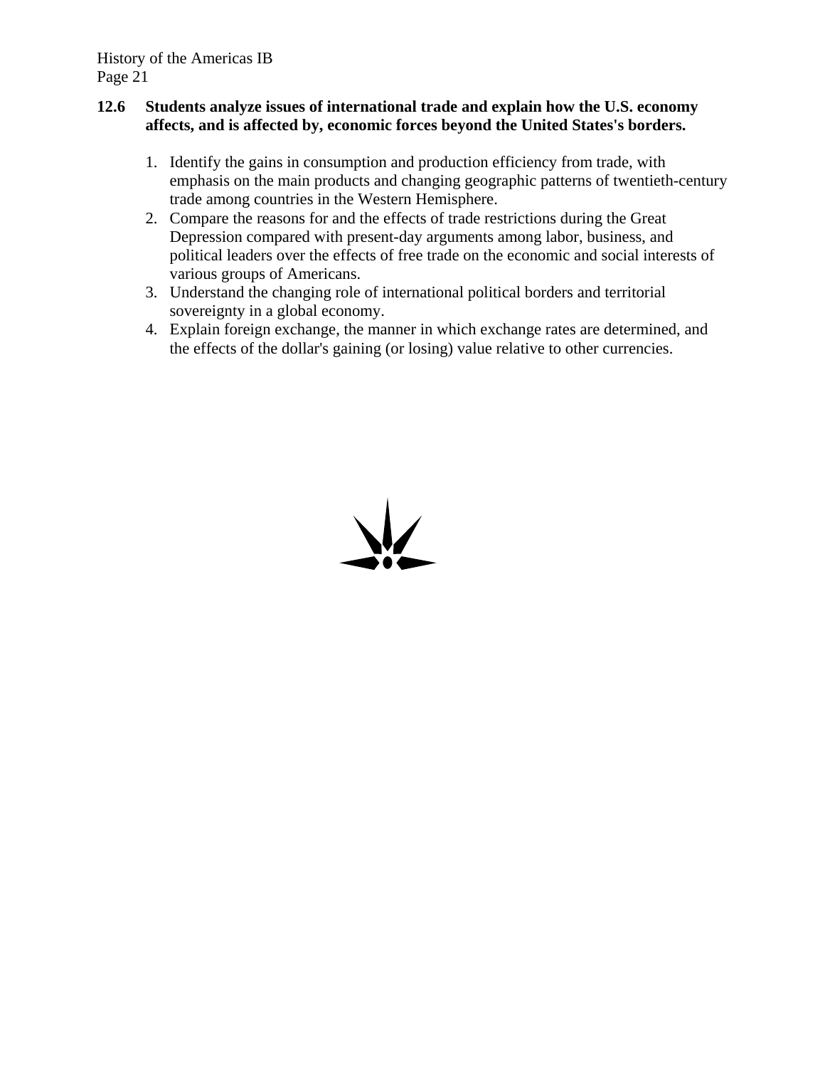**12.6 Students analyze issues of international trade and explain how the U.S. economy affects, and is affected by, economic forces beyond the United States's borders.**

1. Identify the gains in consumption and production efficiency from trade, with emphasis on the main products and changing geographic patterns of twentieth-century trade among countries in the Western Hemisphere.
2. Compare the reasons for and the effects of trade restrictions during the Great Depression compared with present-day arguments among labor, business, and political leaders over the effects of free trade on the economic and social interests of various groups of Americans.
3. Understand the changing role of international political borders and territorial sovereignty in a global economy.
4. Explain foreign exchange, the manner in which exchange rates are determined, and the effects of the dollar's gaining (or losing) value relative to other currencies.